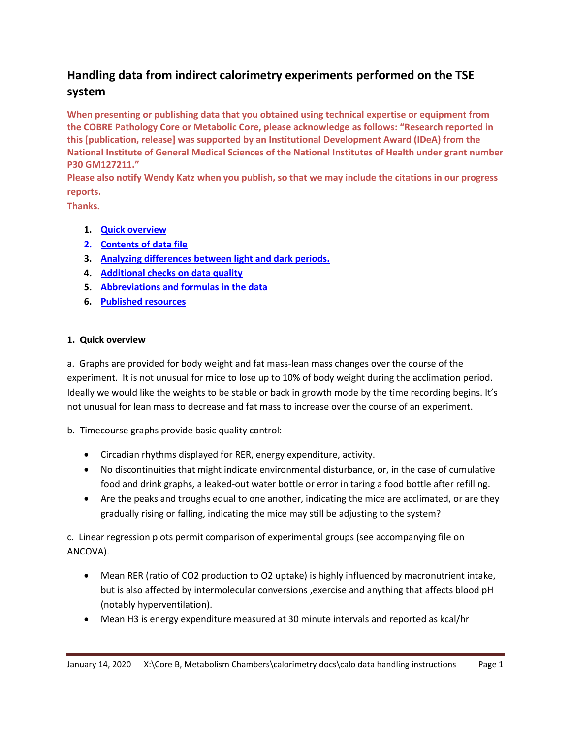# Handling data from indirect calorimetry experiments performed on the TSE system

**When presenting or publishing data that you obtained using technical expertise or equipment from the COBRE Pathology Core or Metabolic Core, please acknowledge as follows: "Research reported in this [publication, release] was supported by an Institutional Development Award (IDeA) from the National Institute of General Medical Sciences of the National Institutes of Health under grant number P30 GM127211."**
**Please also notify Wendy Katz when you publish, so that we may include the citations in our progress reports.**
**Thanks.**

1. **Quick overview**
2. **Contents of data file**
3. **Analyzing differences between light and dark periods.**
4. **Additional checks on data quality**
5. **Abbreviations and formulas in the data**
6. **Published resources**

**1. Quick overview**

a. Graphs are provided for body weight and fat mass-lean mass changes over the course of the experiment. It is not unusual for mice to lose up to 10% of body weight during the acclimation period. Ideally we would like the weights to be stable or back in growth mode by the time recording begins. It's not unusual for lean mass to decrease and fat mass to increase over the course of an experiment.

b. Timecourse graphs provide basic quality control:

- Circadian rhythms displayed for RER, energy expenditure, activity.
- No discontinuities that might indicate environmental disturbance, or, in the case of cumulative food and drink graphs, a leaked-out water bottle or error in taring a food bottle after refilling.
- Are the peaks and troughs equal to one another, indicating the mice are acclimated, or are they gradually rising or falling, indicating the mice may still be adjusting to the system?

c. Linear regression plots permit comparison of experimental groups (see accompanying file on ANCOVA).

- Mean RER (ratio of $CO_2$ production to $O_2$ uptake) is highly influenced by macronutrient intake, but is also affected by intermolecular conversions ,exercise and anything that affects blood pH (notably hyperventilation).
- Mean H3 is energy expenditure measured at 30 minute intervals and reported as kcal/hr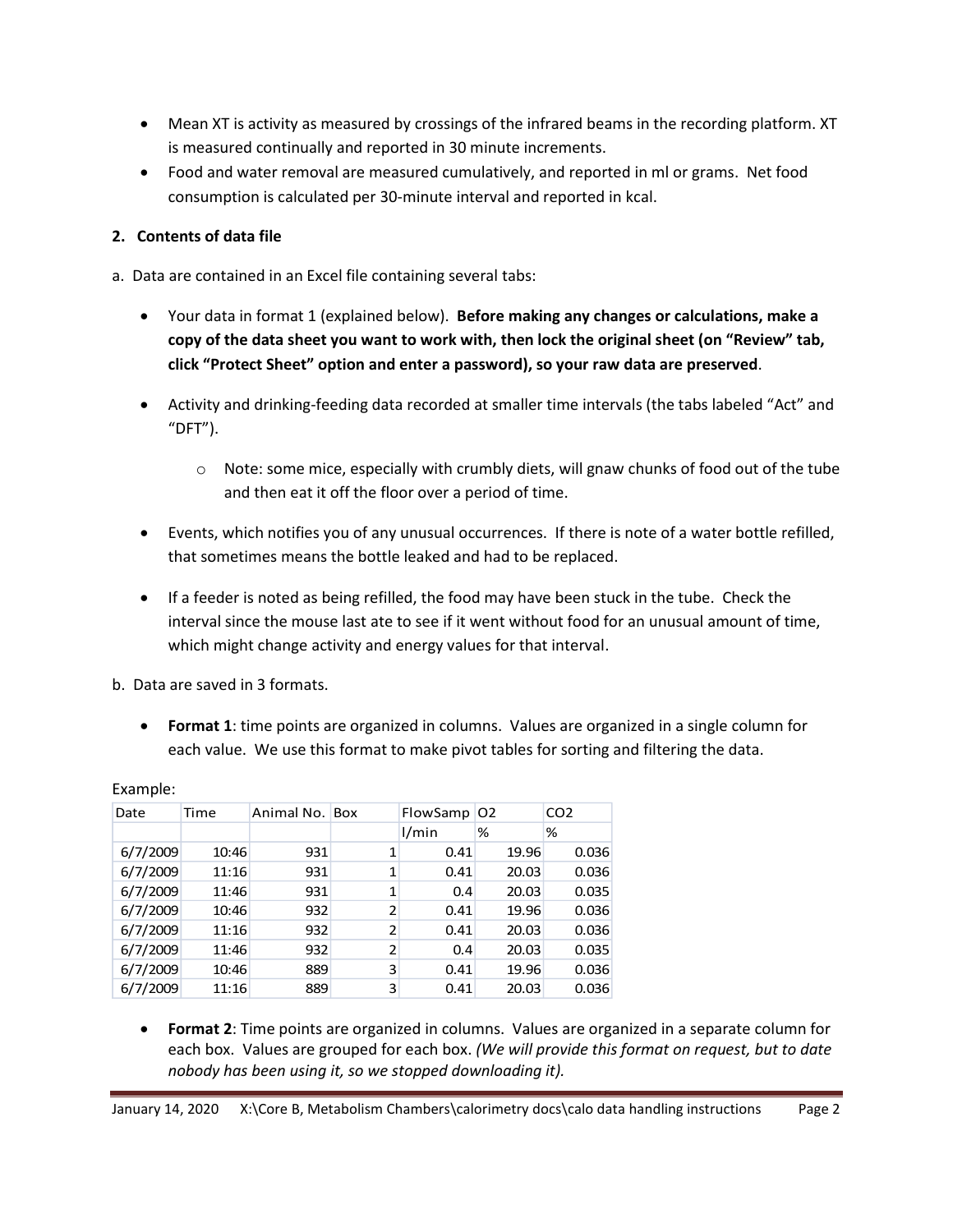- Mean XT is activity as measured by crossings of the infrared beams in the recording platform. XT is measured continually and reported in 30 minute increments.
- Food and water removal are measured cumulatively, and reported in ml or grams. Net food consumption is calculated per 30-minute interval and reported in kcal.

**2. Contents of data file**

a. Data are contained in an Excel file containing several tabs:

- Your data in format 1 (explained below). **Before making any changes or calculations, make a copy of the data sheet you want to work with, then lock the original sheet (on "Review" tab, click "Protect Sheet" option and enter a password), so your raw data are preserved**.
- Activity and drinking-feeding data recorded at smaller time intervals (the tabs labeled "Act" and "DFT").
    - Note: some mice, especially with crumbly diets, will gnaw chunks of food out of the tube and then eat it off the floor over a period of time.
- Events, which notifies you of any unusual occurrences. If there is note of a water bottle refilled, that sometimes means the bottle leaked and had to be replaced.
- If a feeder is noted as being refilled, the food may have been stuck in the tube. Check the interval since the mouse last ate to see if it went without food for an unusual amount of time, which might change activity and energy values for that interval.

b. Data are saved in 3 formats.

- **Format 1**: time points are organized in columns. Values are organized in a single column for each value. We use this format to make pivot tables for sorting and filtering the data.

Example:

| Date | Time | Animal No. | Box | FlowSamp | O2 | CO2 |
|---|---|---|---|---|---|---|
| | | | | l/min | % | % |
| 6/7/2009 | 10:46 | 931 | 1 | 0.41 | 19.96 | 0.036 |
| 6/7/2009 | 11:16 | 931 | 1 | 0.41 | 20.03 | 0.036 |
| 6/7/2009 | 11:46 | 931 | 1 | 0.4 | 20.03 | 0.035 |
| 6/7/2009 | 10:46 | 932 | 2 | 0.41 | 19.96 | 0.036 |
| 6/7/2009 | 11:16 | 932 | 2 | 0.41 | 20.03 | 0.036 |
| 6/7/2009 | 11:46 | 932 | 2 | 0.4 | 20.03 | 0.035 |
| 6/7/2009 | 10:46 | 889 | 3 | 0.41 | 19.96 | 0.036 |
| 6/7/2009 | 11:16 | 889 | 3 | 0.41 | 20.03 | 0.036 |

- **Format 2**: Time points are organized in columns. Values are organized in a separate column for each box. Values are grouped for each box. *(We will provide this format on request, but to date nobody has been using it, so we stopped downloading it).*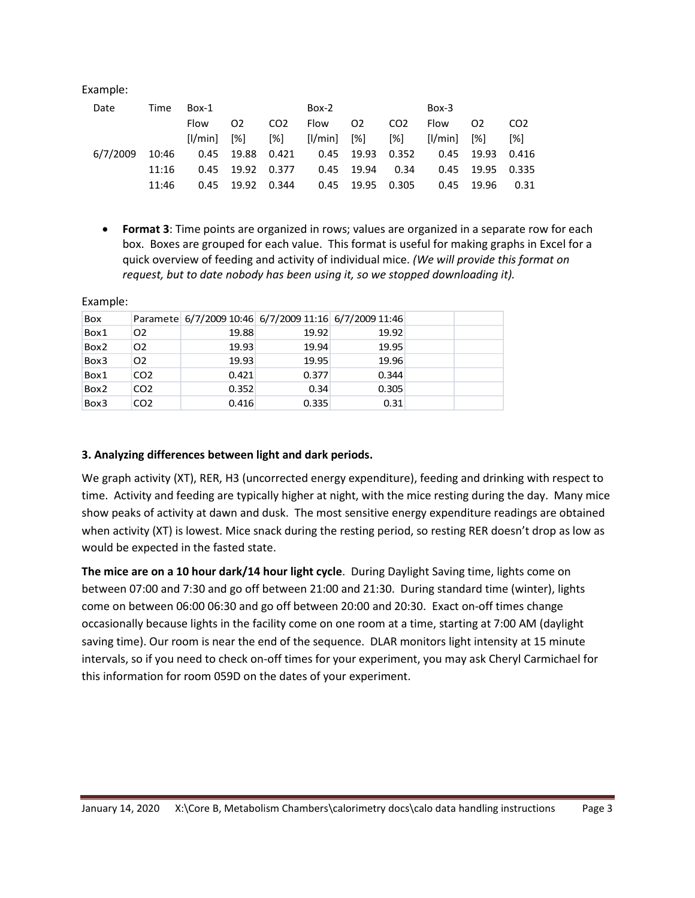Example:

| Date | Time | Box-1 | | | Box-2 | | | Box-3 | | |
|---|---|---|---|---|---|---|---|---|---|---|
| | | Flow | O2 | CO2 | Flow | O2 | CO2 | Flow | O2 | CO2 |
| | | [l/min] | [%] | [%] | [l/min] | [%] | [%] | [l/min] | [%] | [%] |
| 6/7/2009 | 10:46 | 0.45 | 19.88 | 0.421 | 0.45 | 19.93 | 0.352 | 0.45 | 19.93 | 0.416 |
| | 11:16 | 0.45 | 19.92 | 0.377 | 0.45 | 19.94 | 0.34 | 0.45 | 19.95 | 0.335 |
| | 11:46 | 0.45 | 19.92 | 0.344 | 0.45 | 19.95 | 0.305 | 0.45 | 19.96 | 0.31 |

- **Format 3**: Time points are organized in rows; values are organized in a separate row for each box. Boxes are grouped for each value. This format is useful for making graphs in Excel for a quick overview of feeding and activity of individual mice. *(We will provide this format on request, but to date nobody has been using it, so we stopped downloading it).*

Example:

| Box | Paramete | 6/7/2009 10:46 | 6/7/2009 11:16 | 6/7/2009 11:46 | | |
|---|---|---|---|---|---|---|
| Box1 | O2 | 19.88 | 19.92 | 19.92 | | |
| Box2 | O2 | 19.93 | 19.94 | 19.95 | | |
| Box3 | O2 | 19.93 | 19.95 | 19.96 | | |
| Box1 | CO2 | 0.421 | 0.377 | 0.344 | | |
| Box2 | CO2 | 0.352 | 0.34 | 0.305 | | |
| Box3 | CO2 | 0.416 | 0.335 | 0.31 | | |

### 3. Analyzing differences between light and dark periods.

We graph activity (XT), RER, H3 (uncorrected energy expenditure), feeding and drinking with respect to time. Activity and feeding are typically higher at night, with the mice resting during the day. Many mice show peaks of activity at dawn and dusk. The most sensitive energy expenditure readings are obtained when activity (XT) is lowest. Mice snack during the resting period, so resting RER doesn't drop as low as would be expected in the fasted state.

**The mice are on a 10 hour dark/14 hour light cycle**. During Daylight Saving time, lights come on between 07:00 and 7:30 and go off between 21:00 and 21:30. During standard time (winter), lights come on between 06:00 06:30 and go off between 20:00 and 20:30. Exact on-off times change occasionally because lights in the facility come on one room at a time, starting at 7:00 AM (daylight saving time). Our room is near the end of the sequence. DLAR monitors light intensity at 15 minute intervals, so if you need to check on-off times for your experiment, you may ask Cheryl Carmichael for this information for room 059D on the dates of your experiment.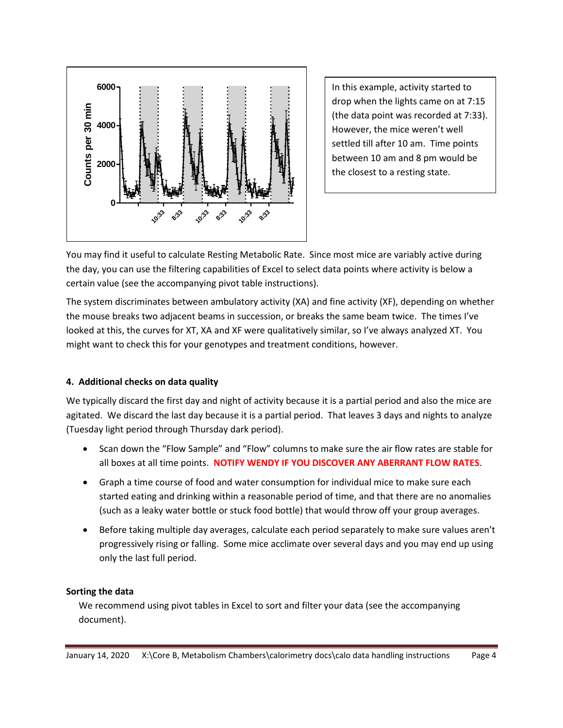In this example, activity started to drop when the lights came on at 7:15 (the data point was recorded at 7:33). However, the mice weren't well settled till after 10 am. Time points between 10 am and 8 pm would be the closest to a resting state.

You may find it useful to calculate Resting Metabolic Rate. Since most mice are variably active during the day, you can use the filtering capabilities of Excel to select data points where activity is below a certain value (see the accompanying pivot table instructions).

The system discriminates between ambulatory activity (XA) and fine activity (XF), depending on whether the mouse breaks two adjacent beams in succession, or breaks the same beam twice. The times I've looked at this, the curves for XT, XA and XF were qualitatively similar, so I've always analyzed XT. You might want to check this for your genotypes and treatment conditions, however.

#### 4. Additional checks on data quality

We typically discard the first day and night of activity because it is a partial period and also the mice are agitated. We discard the last day because it is a partial period. That leaves 3 days and nights to analyze (Tuesday light period through Thursday dark period).

- Scan down the "Flow Sample" and "Flow" columns to make sure the air flow rates are stable for all boxes at all time points. **NOTIFY WENDY IF YOU DISCOVER ANY ABERRANT FLOW RATES**.
- Graph a time course of food and water consumption for individual mice to make sure each started eating and drinking within a reasonable period of time, and that there are no anomalies (such as a leaky water bottle or stuck food bottle) that would throw off your group averages.
- Before taking multiple day averages, calculate each period separately to make sure values aren't progressively rising or falling. Some mice acclimate over several days and you may end up using only the last full period.

#### Sorting the data

We recommend using pivot tables in Excel to sort and filter your data (see the accompanying document).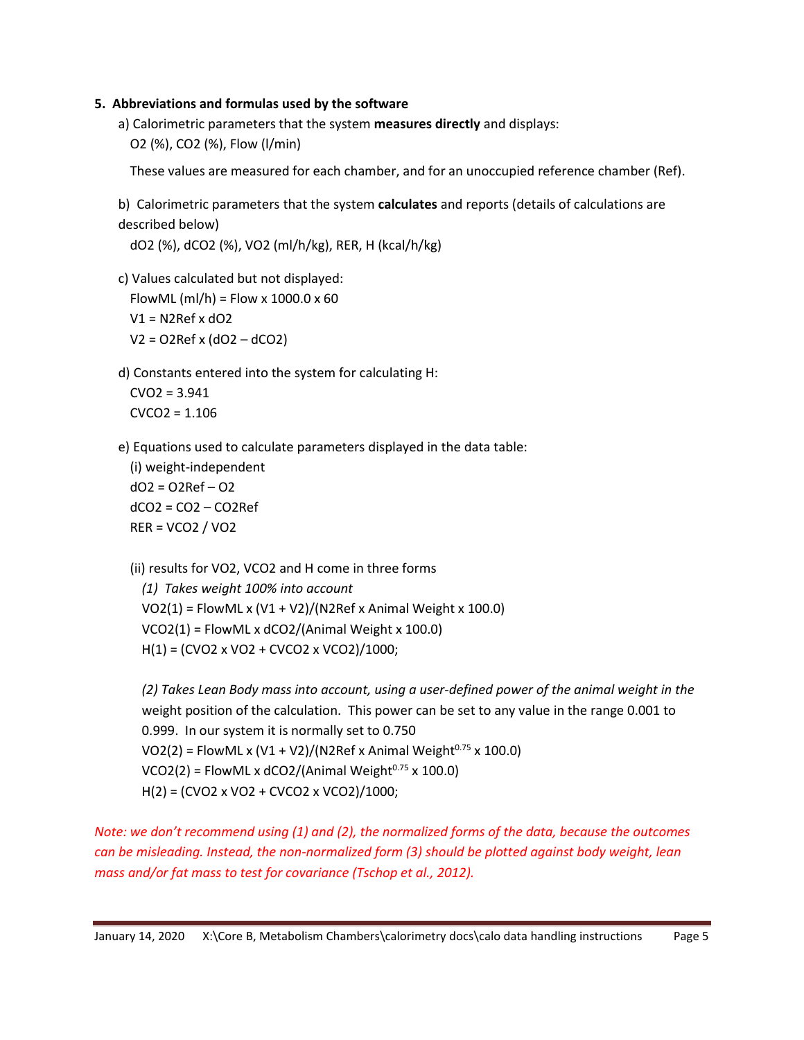## 5. Abbreviations and formulas used by the software

a) Calorimetric parameters that the system **measures directly** and displays:

$O_2$ (%), $CO_2$ (%), Flow (l/min)

These values are measured for each chamber, and for an unoccupied reference chamber (Ref).

b) Calorimetric parameters that the system **calculates** and reports (details of calculations are described below)

$dO_2$ (%), $dCO_2$ (%), $VO_2$ (ml/h/kg), RER, H (kcal/h/kg)

c) Values calculated but not displayed:

FlowML (ml/h) = Flow x 1000.0 x 60

V1 = N2Ref x dO2

V2 = O2Ref x (dO2 – dCO2)

d) Constants entered into the system for calculating H:

CVO2 = 3.941

CVCO2 = 1.106

e) Equations used to calculate parameters displayed in the data table:

(i) weight-independent

dO2 = O2Ref – O2

dCO2 = CO2 – CO2Ref

RER = VCO2 / VO2

(ii) results for VO2, VCO2 and H come in three forms

*(1) Takes weight 100% into account*

VO2(1) = FlowML x (V1 + V2)/(N2Ref x Animal Weight x 100.0)

VCO2(1) = FlowML x dCO2/(Animal Weight x 100.0)

H(1) = (CVO2 x VO2 + CVCO2 x VCO2)/1000;

*(2) Takes Lean Body mass into account, using a user-defined power of the animal weight in the weight position of the calculation.* This power can be set to any value in the range 0.001 to 0.999. In our system it is normally set to 0.750

VO2(2) = FlowML x (V1 + V2)/(N2Ref x Animal Weight$^{0.75}$ x 100.0)

VCO2(2) = FlowML x dCO2/(Animal Weight$^{0.75}$ x 100.0)

H(2) = (CVO2 x VO2 + CVCO2 x VCO2)/1000;

*Note: we don't recommend using (1) and (2), the normalized forms of the data, because the outcomes can be misleading. Instead, the non-normalized form (3) should be plotted against body weight, lean mass and/or fat mass to test for covariance (Tschop et al., 2012).*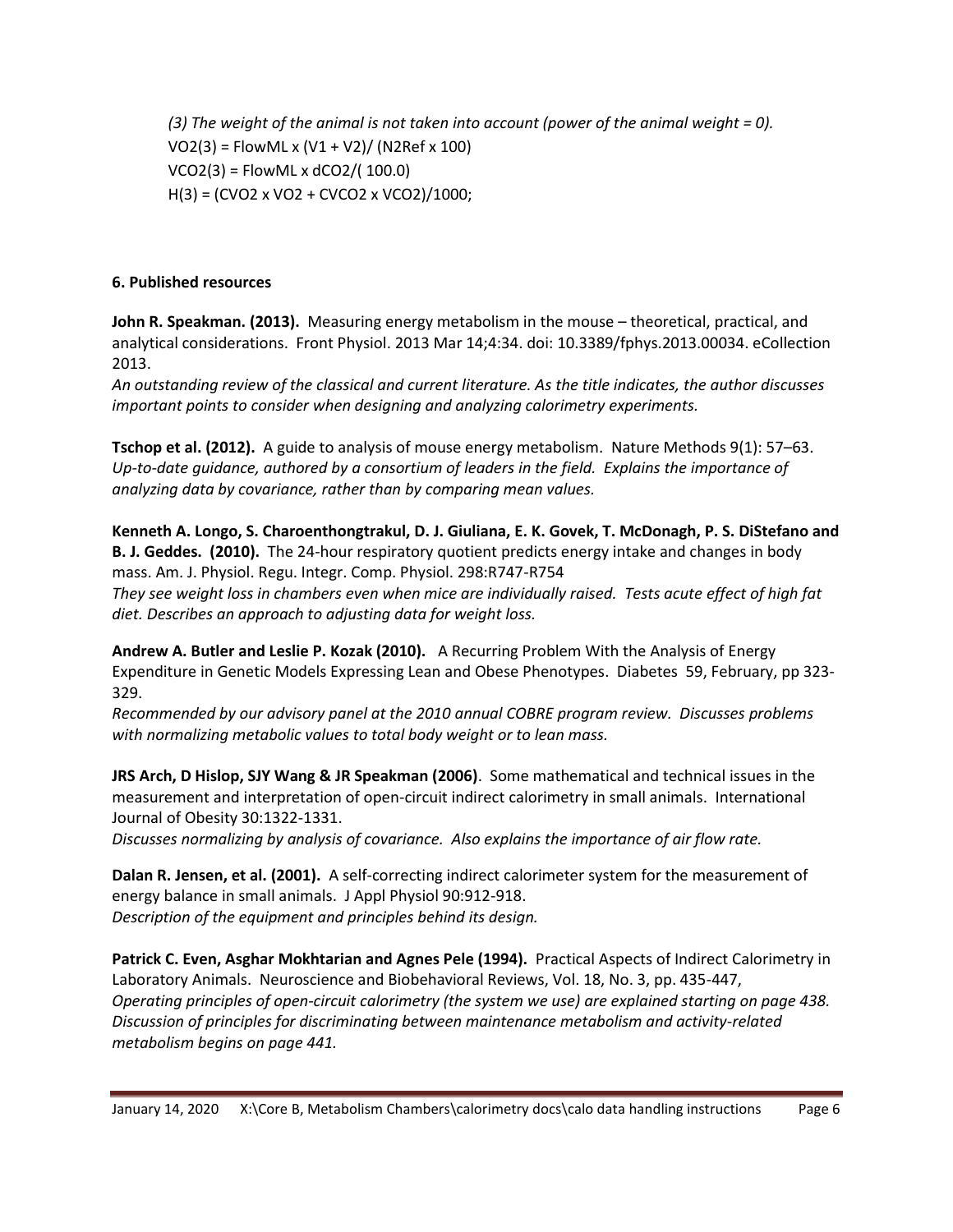*(3) The weight of the animal is not taken into account (power of the animal weight = 0).*

VO2(3) = FlowML x (V1 + V2)/ (N2Ref x 100)

VCO2(3) = FlowML x dCO2/( 100.0)

H(3) = (CVO2 x VO2 + CVCO2 x VCO2)/1000;

**6. Published resources**

**John R. Speakman. (2013).** Measuring energy metabolism in the mouse – theoretical, practical, and analytical considerations. Front Physiol. 2013 Mar 14;4:34. doi: 10.3389/fphys.2013.00034. eCollection 2013.

*An outstanding review of the classical and current literature. As the title indicates, the author discusses important points to consider when designing and analyzing calorimetry experiments.*

**Tschop et al. (2012).** A guide to analysis of mouse energy metabolism. Nature Methods 9(1): 57–63.

*Up-to-date guidance, authored by a consortium of leaders in the field. Explains the importance of analyzing data by covariance, rather than by comparing mean values.*

**Kenneth A. Longo, S. Charoenthongtrakul, D. J. Giuliana, E. K. Govek, T. McDonagh, P. S. DiStefano and B. J. Geddes. (2010).** The 24-hour respiratory quotient predicts energy intake and changes in body mass. Am. J. Physiol. Regu. Integr. Comp. Physiol. 298:R747-R754

*They see weight loss in chambers even when mice are individually raised. Tests acute effect of high fat diet. Describes an approach to adjusting data for weight loss.*

**Andrew A. Butler and Leslie P. Kozak (2010).** A Recurring Problem With the Analysis of Energy Expenditure in Genetic Models Expressing Lean and Obese Phenotypes. Diabetes 59, February, pp 323-329.

*Recommended by our advisory panel at the 2010 annual COBRE program review. Discusses problems with normalizing metabolic values to total body weight or to lean mass.*

**JRS Arch, D Hislop, SJY Wang & JR Speakman (2006)**. Some mathematical and technical issues in the measurement and interpretation of open-circuit indirect calorimetry in small animals. International Journal of Obesity 30:1322-1331.

*Discusses normalizing by analysis of covariance. Also explains the importance of air flow rate.*

**Dalan R. Jensen, et al. (2001).** A self-correcting indirect calorimeter system for the measurement of energy balance in small animals. J Appl Physiol 90:912-918.

*Description of the equipment and principles behind its design.*

**Patrick C. Even, Asghar Mokhtarian and Agnes Pele (1994).** Practical Aspects of Indirect Calorimetry in Laboratory Animals. Neuroscience and Biobehavioral Reviews, Vol. 18, No. 3, pp. 435-447,

*Operating principles of open-circuit calorimetry (the system we use) are explained starting on page 438. Discussion of principles for discriminating between maintenance metabolism and activity-related metabolism begins on page 441.*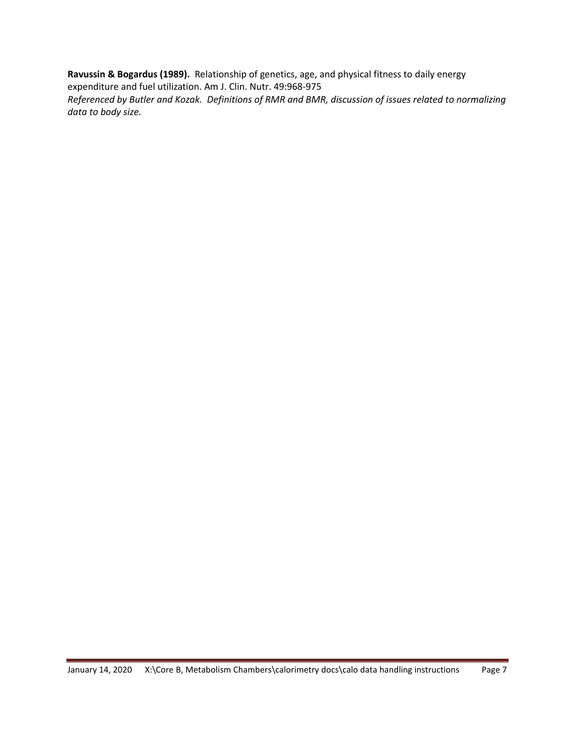**Ravussin & Bogardus (1989).** Relationship of genetics, age, and physical fitness to daily energy expenditure and fuel utilization. Am J. Clin. Nutr. 49:968-975
*Referenced by Butler and Kozak. Definitions of RMR and BMR, discussion of issues related to normalizing data to body size.*